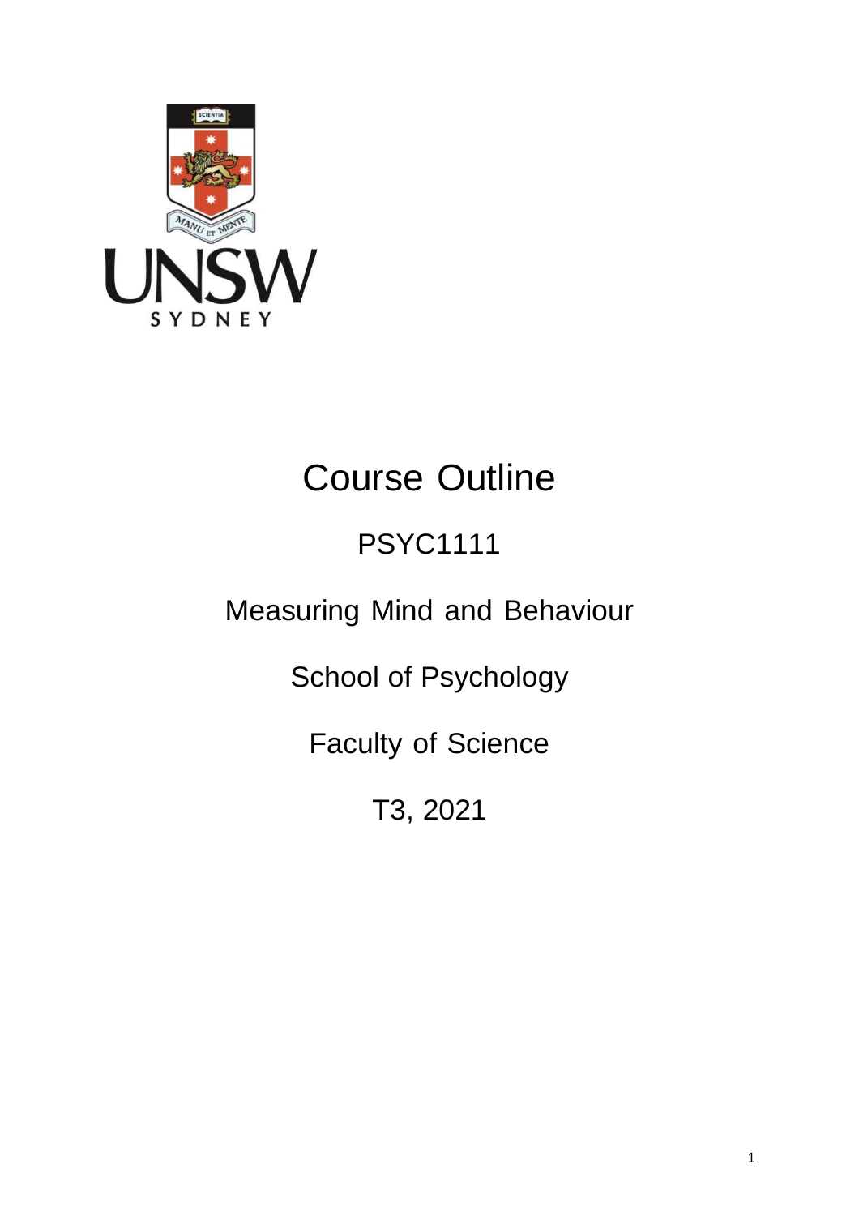# Course Outline

## PSYC1111

## Measuring Mind and Behaviour

## School of Psychology

## Faculty of Science

## T3, 2021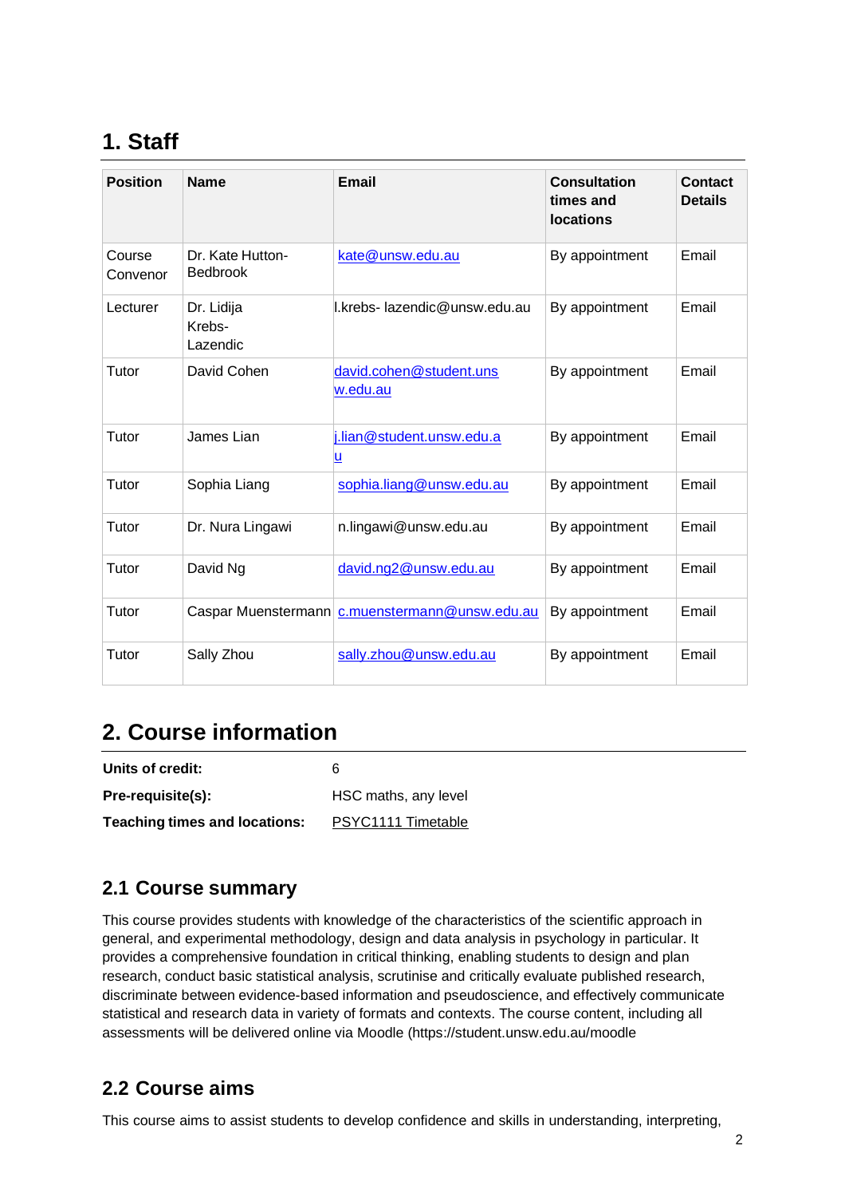# 1. Staff

| Position | Name | Email | Consultation times and locations | Contact Details |
|---|---|---|---|---|
| Course Convenor | Dr. Kate Hutton-Bedbrook | kate@unsw.edu.au | By appointment | Email |
| Lecturer | Dr. Lidija Krebs-Lazendic | l.krebs- lazendic@unsw.edu.au | By appointment | Email |
| Tutor | David Cohen | david.cohen@student.unsw.edu.au | By appointment | Email |
| Tutor | James Lian | j.lian@student.unsw.edu.au | By appointment | Email |
| Tutor | Sophia Liang | sophia.liang@unsw.edu.au | By appointment | Email |
| Tutor | Dr. Nura Lingawi | n.lingawi@unsw.edu.au | By appointment | Email |
| Tutor | David Ng | david.ng2@unsw.edu.au | By appointment | Email |
| Tutor | Caspar Muenstermann | c.muenstermann@unsw.edu.au | By appointment | Email |
| Tutor | Sally Zhou | sally.zhou@unsw.edu.au | By appointment | Email |

# 2. Course information

**Units of credit:** 6

**Pre-requisite(s):** HSC maths, any level

**Teaching times and locations:** PSYC1111 Timetable

## 2.1 Course summary

This course provides students with knowledge of the characteristics of the scientific approach in general, and experimental methodology, design and data analysis in psychology in particular. It provides a comprehensive foundation in critical thinking, enabling students to design and plan research, conduct basic statistical analysis, scrutinise and critically evaluate published research, discriminate between evidence-based information and pseudoscience, and effectively communicate statistical and research data in variety of formats and contexts. The course content, including all assessments will be delivered online via Moodle (https://student.unsw.edu.au/moodle

## 2.2 Course aims

This course aims to assist students to develop confidence and skills in understanding, interpreting,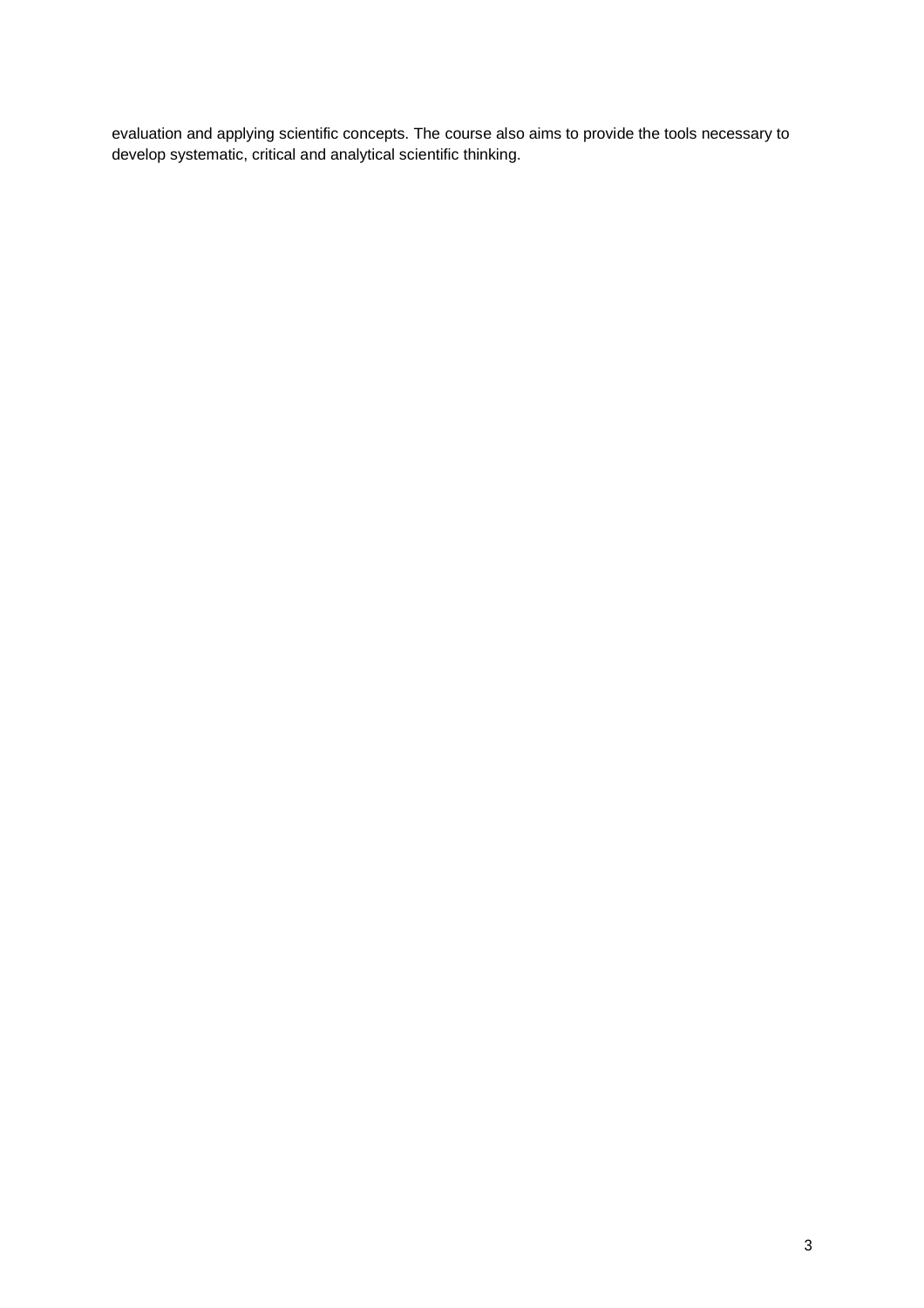evaluation and applying scientific concepts. The course also aims to provide the tools necessary to develop systematic, critical and analytical scientific thinking.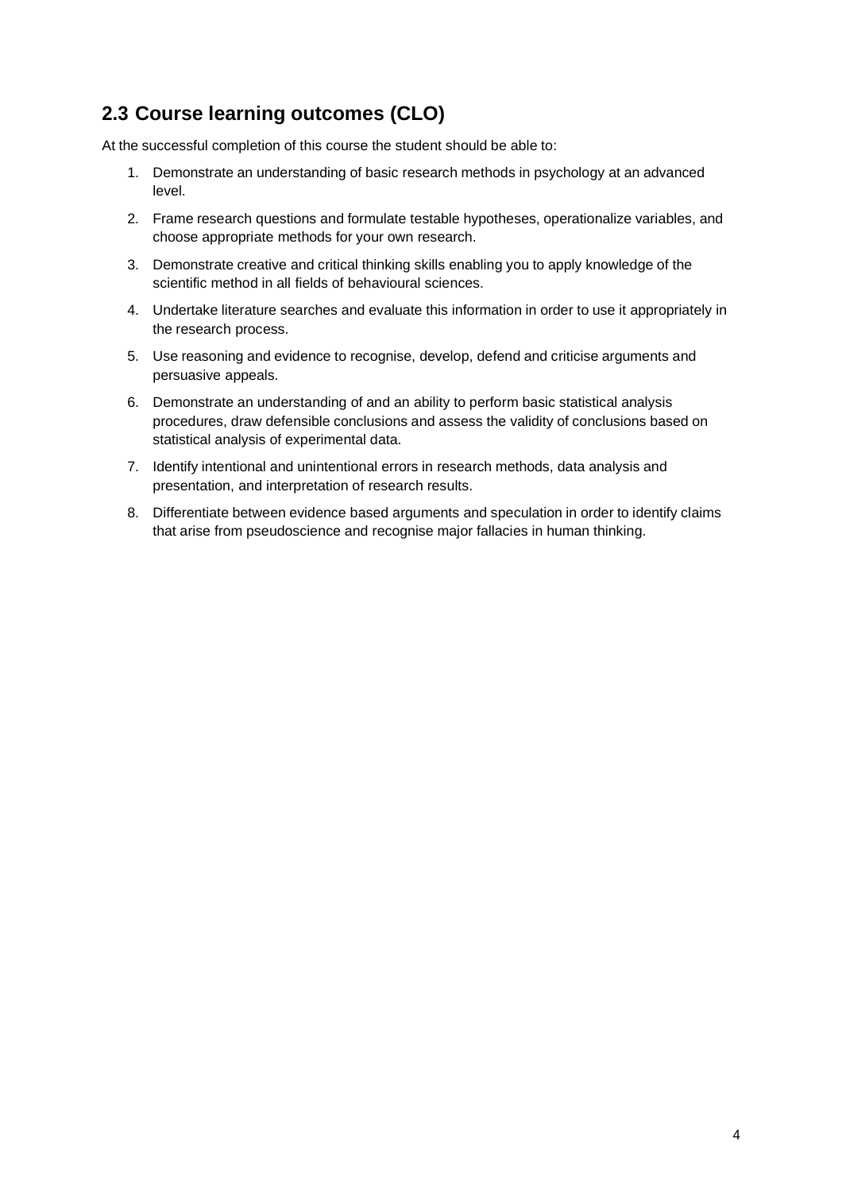## 2.3 Course learning outcomes (CLO)

At the successful completion of this course the student should be able to:

1. Demonstrate an understanding of basic research methods in psychology at an advanced level.
2. Frame research questions and formulate testable hypotheses, operationalize variables, and choose appropriate methods for your own research.
3. Demonstrate creative and critical thinking skills enabling you to apply knowledge of the scientific method in all fields of behavioural sciences.
4. Undertake literature searches and evaluate this information in order to use it appropriately in the research process.
5. Use reasoning and evidence to recognise, develop, defend and criticise arguments and persuasive appeals.
6. Demonstrate an understanding of and an ability to perform basic statistical analysis procedures, draw defensible conclusions and assess the validity of conclusions based on statistical analysis of experimental data.
7. Identify intentional and unintentional errors in research methods, data analysis and presentation, and interpretation of research results.
8. Differentiate between evidence based arguments and speculation in order to identify claims that arise from pseudoscience and recognise major fallacies in human thinking.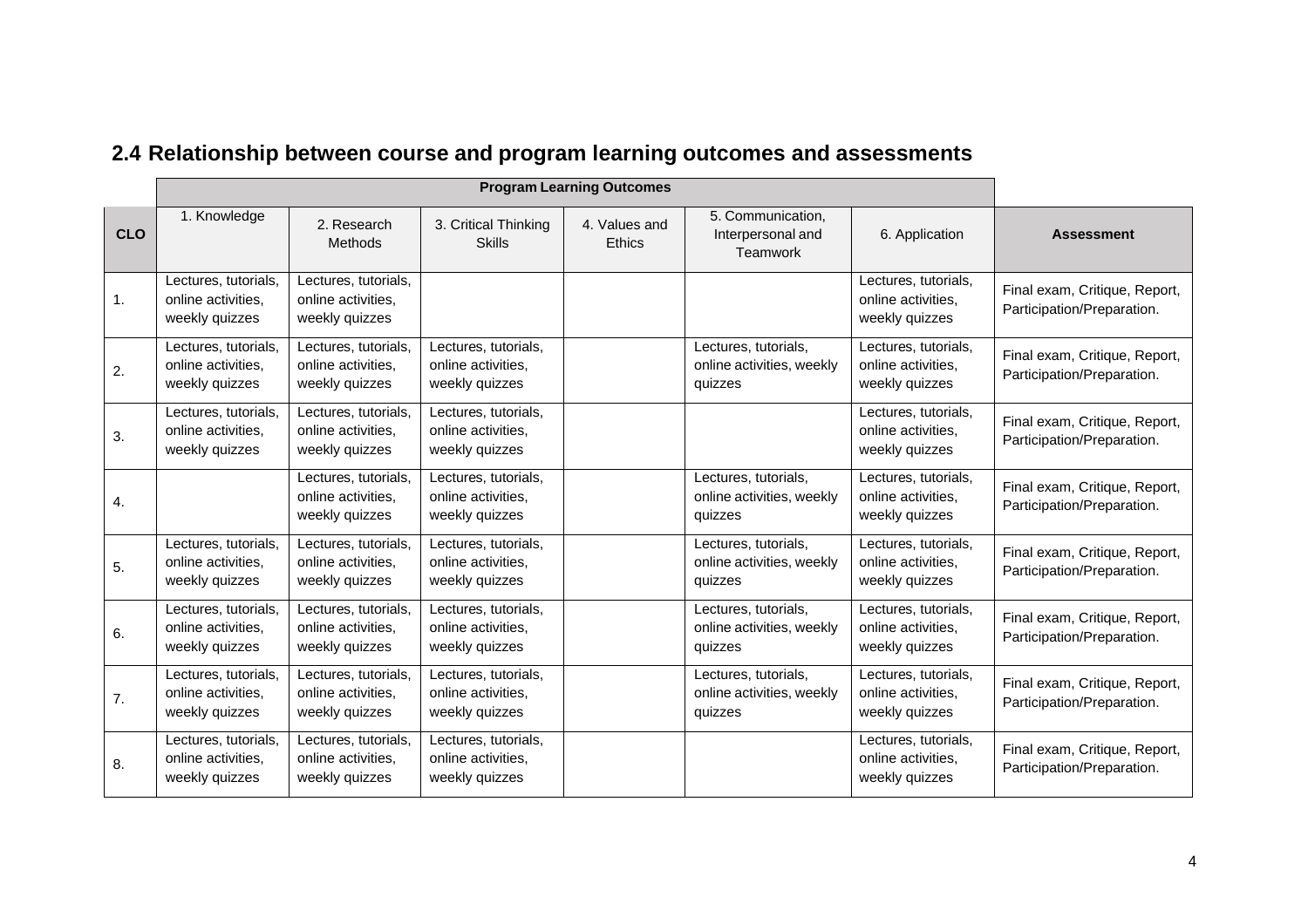## 2.4 Relationship between course and program learning outcomes and assessments

| | Program Learning Outcomes | | | | | | |
|---|---|---|---|---|---|---|---|
| **CLO** | 1. Knowledge | 2. Research Methods | 3. Critical Thinking Skills | 4. Values and Ethics | 5. Communication, Interpersonal and Teamwork | 6. Application | **Assessment** |
| 1. | Lectures, tutorials, online activities, weekly quizzes | Lectures, tutorials, online activities, weekly quizzes | | | | Lectures, tutorials, online activities, weekly quizzes | Final exam, Critique, Report, Participation/Preparation. |
| 2. | Lectures, tutorials, online activities, weekly quizzes | Lectures, tutorials, online activities, weekly quizzes | Lectures, tutorials, online activities, weekly quizzes | | Lectures, tutorials, online activities, weekly quizzes | Lectures, tutorials, online activities, weekly quizzes | Final exam, Critique, Report, Participation/Preparation. |
| 3. | Lectures, tutorials, online activities, weekly quizzes | Lectures, tutorials, online activities, weekly quizzes | Lectures, tutorials, online activities, weekly quizzes | | | Lectures, tutorials, online activities, weekly quizzes | Final exam, Critique, Report, Participation/Preparation. |
| 4. | | Lectures, tutorials, online activities, weekly quizzes | Lectures, tutorials, online activities, weekly quizzes | | Lectures, tutorials, online activities, weekly quizzes | Lectures, tutorials, online activities, weekly quizzes | Final exam, Critique, Report, Participation/Preparation. |
| 5. | Lectures, tutorials, online activities, weekly quizzes | Lectures, tutorials, online activities, weekly quizzes | Lectures, tutorials, online activities, weekly quizzes | | Lectures, tutorials, online activities, weekly quizzes | Lectures, tutorials, online activities, weekly quizzes | Final exam, Critique, Report, Participation/Preparation. |
| 6. | Lectures, tutorials, online activities, weekly quizzes | Lectures, tutorials, online activities, weekly quizzes | Lectures, tutorials, online activities, weekly quizzes | | Lectures, tutorials, online activities, weekly quizzes | Lectures, tutorials, online activities, weekly quizzes | Final exam, Critique, Report, Participation/Preparation. |
| 7. | Lectures, tutorials, online activities, weekly quizzes | Lectures, tutorials, online activities, weekly quizzes | Lectures, tutorials, online activities, weekly quizzes | | Lectures, tutorials, online activities, weekly quizzes | Lectures, tutorials, online activities, weekly quizzes | Final exam, Critique, Report, Participation/Preparation. |
| 8. | Lectures, tutorials, online activities, weekly quizzes | Lectures, tutorials, online activities, weekly quizzes | Lectures, tutorials, online activities, weekly quizzes | | | Lectures, tutorials, online activities, weekly quizzes | Final exam, Critique, Report, Participation/Preparation. |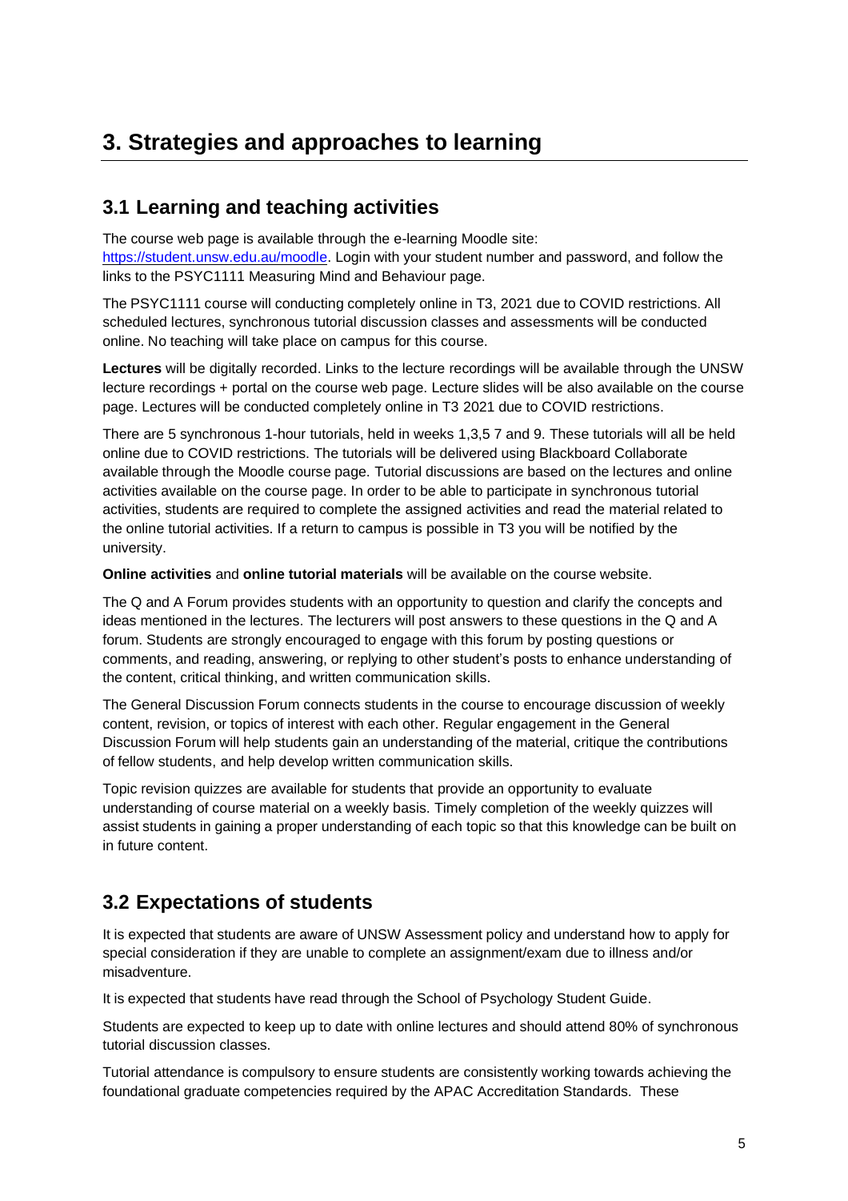# 3. Strategies and approaches to learning

## 3.1 Learning and teaching activities

The course web page is available through the e-learning Moodle site: https://student.unsw.edu.au/moodle. Login with your student number and password, and follow the links to the PSYC1111 Measuring Mind and Behaviour page.

The PSYC1111 course will conducting completely online in T3, 2021 due to COVID restrictions. All scheduled lectures, synchronous tutorial discussion classes and assessments will be conducted online. No teaching will take place on campus for this course.

**Lectures** will be digitally recorded. Links to the lecture recordings will be available through the UNSW lecture recordings + portal on the course web page. Lecture slides will be also available on the course page. Lectures will be conducted completely online in T3 2021 due to COVID restrictions.

There are 5 synchronous 1-hour tutorials, held in weeks 1,3,5 7 and 9. These tutorials will all be held online due to COVID restrictions. The tutorials will be delivered using Blackboard Collaborate available through the Moodle course page. Tutorial discussions are based on the lectures and online activities available on the course page. In order to be able to participate in synchronous tutorial activities, students are required to complete the assigned activities and read the material related to the online tutorial activities. If a return to campus is possible in T3 you will be notified by the university.

**Online activities** and **online tutorial materials** will be available on the course website.

The Q and A Forum provides students with an opportunity to question and clarify the concepts and ideas mentioned in the lectures. The lecturers will post answers to these questions in the Q and A forum. Students are strongly encouraged to engage with this forum by posting questions or comments, and reading, answering, or replying to other student's posts to enhance understanding of the content, critical thinking, and written communication skills.

The General Discussion Forum connects students in the course to encourage discussion of weekly content, revision, or topics of interest with each other. Regular engagement in the General Discussion Forum will help students gain an understanding of the material, critique the contributions of fellow students, and help develop written communication skills.

Topic revision quizzes are available for students that provide an opportunity to evaluate understanding of course material on a weekly basis. Timely completion of the weekly quizzes will assist students in gaining a proper understanding of each topic so that this knowledge can be built on in future content.

## 3.2 Expectations of students

It is expected that students are aware of UNSW Assessment policy and understand how to apply for special consideration if they are unable to complete an assignment/exam due to illness and/or misadventure.

It is expected that students have read through the School of Psychology Student Guide.

Students are expected to keep up to date with online lectures and should attend 80% of synchronous tutorial discussion classes.

Tutorial attendance is compulsory to ensure students are consistently working towards achieving the foundational graduate competencies required by the APAC Accreditation Standards. These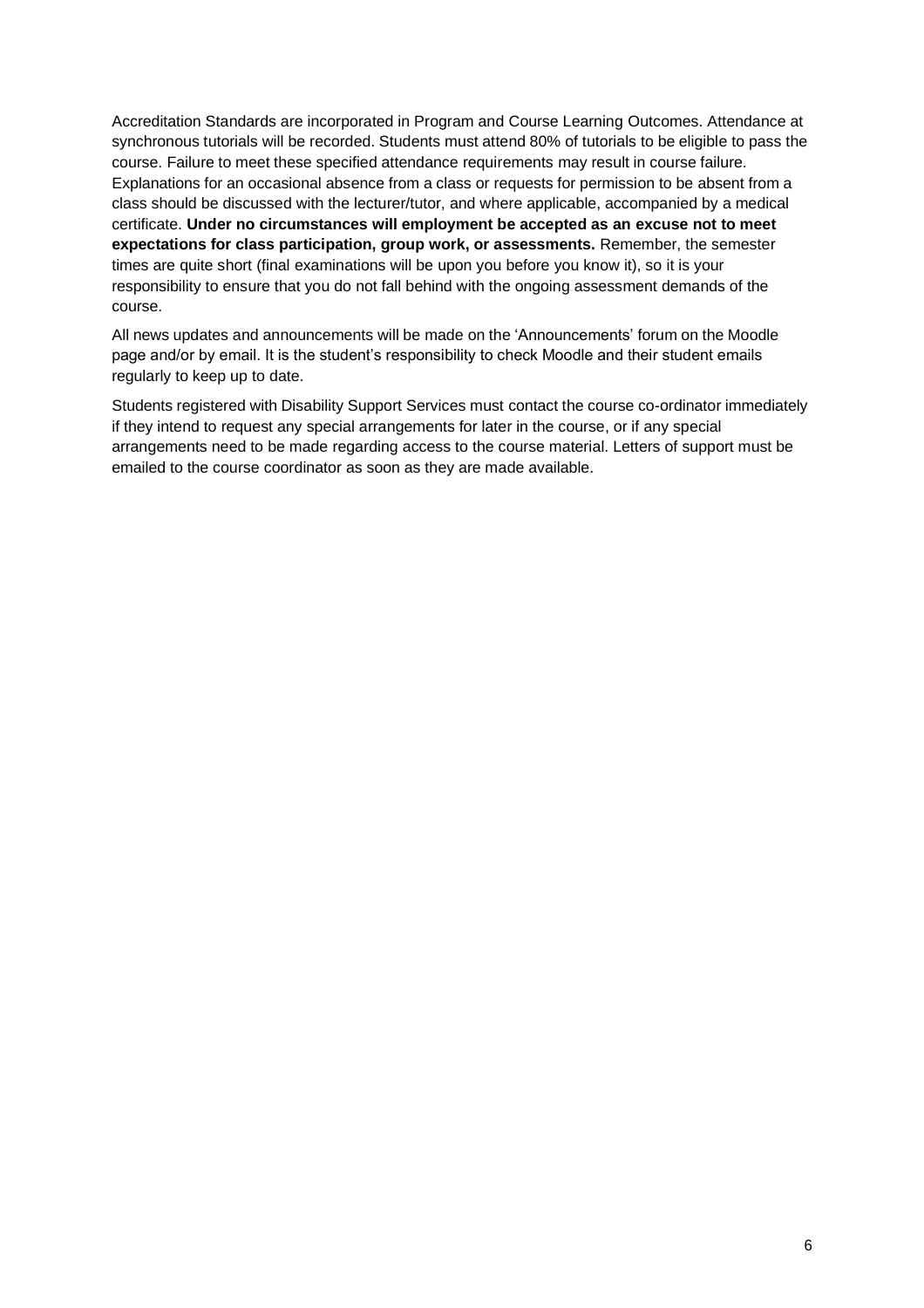Accreditation Standards are incorporated in Program and Course Learning Outcomes. Attendance at synchronous tutorials will be recorded. Students must attend 80% of tutorials to be eligible to pass the course. Failure to meet these specified attendance requirements may result in course failure. Explanations for an occasional absence from a class or requests for permission to be absent from a class should be discussed with the lecturer/tutor, and where applicable, accompanied by a medical certificate. **Under no circumstances will employment be accepted as an excuse not to meet expectations for class participation, group work, or assessments.** Remember, the semester times are quite short (final examinations will be upon you before you know it), so it is your responsibility to ensure that you do not fall behind with the ongoing assessment demands of the course.

All news updates and announcements will be made on the 'Announcements' forum on the Moodle page and/or by email. It is the student's responsibility to check Moodle and their student emails regularly to keep up to date.

Students registered with Disability Support Services must contact the course co-ordinator immediately if they intend to request any special arrangements for later in the course, or if any special arrangements need to be made regarding access to the course material. Letters of support must be emailed to the course coordinator as soon as they are made available.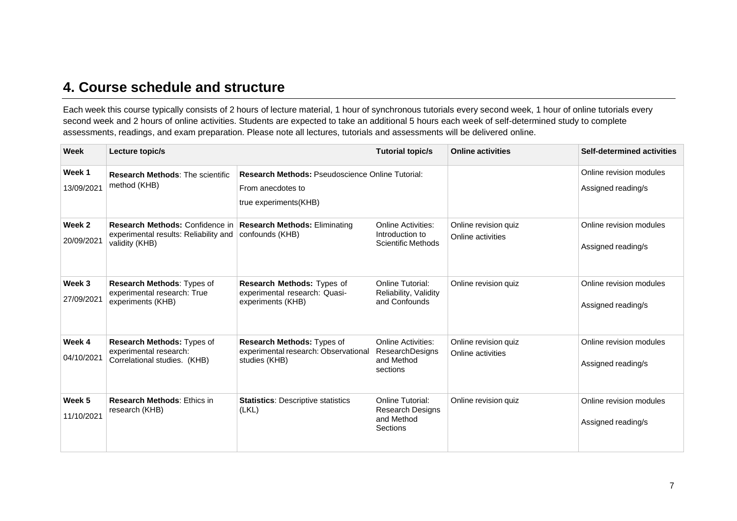## 4. Course schedule and structure

Each week this course typically consists of 2 hours of lecture material, 1 hour of synchronous tutorials every second week, 1 hour of online tutorials every second week and 2 hours of online activities. Students are expected to take an additional 5 hours each week of self-determined study to complete assessments, readings, and exam preparation. Please note all lectures, tutorials and assessments will be delivered online.

| Week | Lecture topic/s | | Tutorial topic/s | Online activities | Self-determined activities |
|---|---|---|---|---|---|
| **Week 1** 13/09/2021 | **Research Methods**: The scientific method (KHB) | **Research Methods:** Pseudoscience Online Tutorial: From anecdotes to true experiments(KHB) | | | Online revision modules<br>Assigned reading/s |
| **Week 2** 20/09/2021 | **Research Methods:** Confidence in experimental results: Reliability and validity (KHB) | **Research Methods:** Eliminating confounds (KHB) | Online Activities: Introduction to Scientific Methods | Online revision quiz<br>Online activities | Online revision modules<br>Assigned reading/s |
| **Week 3** 27/09/2021 | **Research Methods**: Types of experimental research: True experiments (KHB) | **Research Methods:** Types of experimental research: Quasi-experiments (KHB) | Online Tutorial: Reliability, Validity and Confounds | Online revision quiz | Online revision modules<br>Assigned reading/s |
| **Week 4** 04/10/2021 | **Research Methods:** Types of experimental research: Correlational studies. (KHB) | **Research Methods:** Types of experimental research: Observational studies (KHB) | Online Activities: ResearchDesigns and Method sections | Online revision quiz<br>Online activities | Online revision modules<br>Assigned reading/s |
| **Week 5** 11/10/2021 | **Research Methods**: Ethics in research (KHB) | **Statistics**: Descriptive statistics (LKL) | Online Tutorial: Research Designs and Method Sections | Online revision quiz | Online revision modules<br>Assigned reading/s |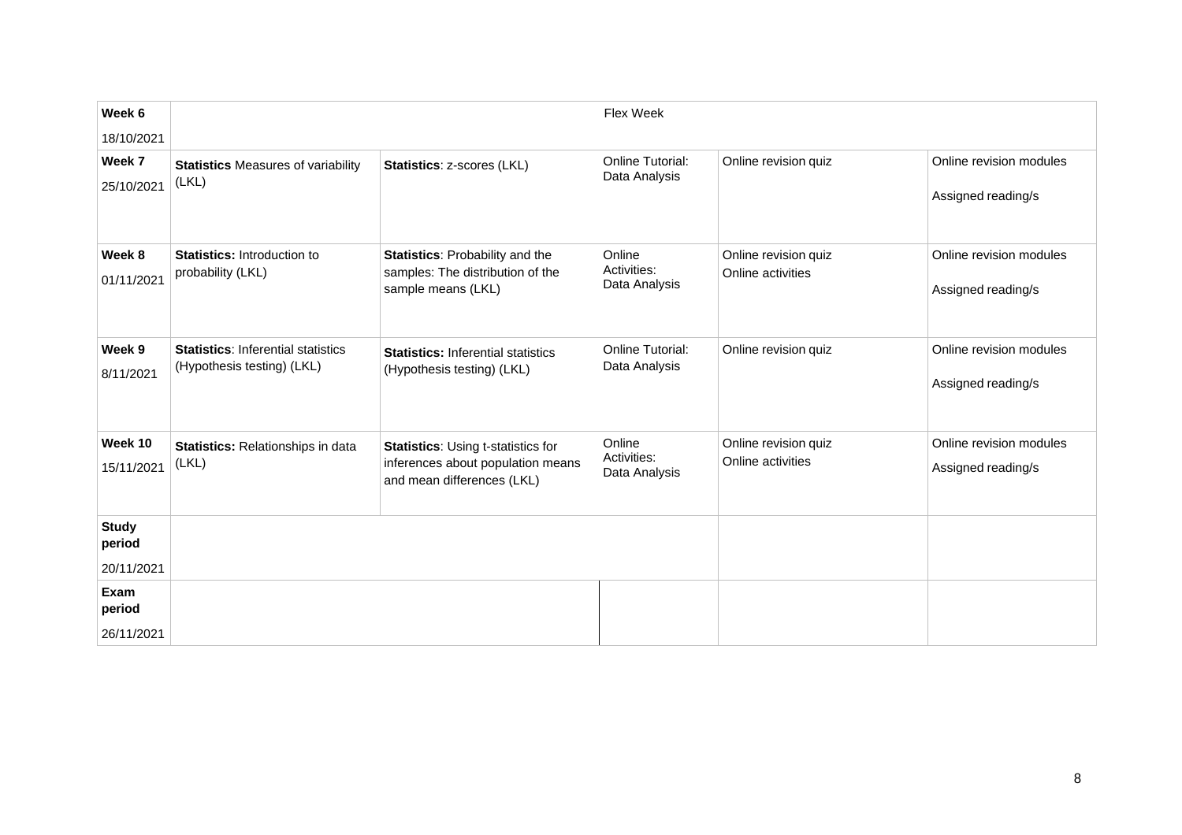| **Week 6** 18/10/2021 | Flex Week | | | | |
|---|---|---|---|---|---|
| **Week 7** 25/10/2021 | **Statistics** Measures of variability (LKL) | **Statistics**: z-scores (LKL) | Online Tutorial: Data Analysis | Online revision quiz | Online revision modules<br><br>Assigned reading/s |
| **Week 8** 01/11/2021 | **Statistics:** Introduction to probability (LKL) | **Statistics**: Probability and the samples: The distribution of the sample means (LKL) | Online Activities: Data Analysis | Online revision quiz<br>Online activities | Online revision modules<br><br>Assigned reading/s |
| **Week 9** 8/11/2021 | **Statistics**: Inferential statistics (Hypothesis testing) (LKL) | **Statistics:** Inferential statistics (Hypothesis testing) (LKL) | Online Tutorial: Data Analysis | Online revision quiz | Online revision modules<br><br>Assigned reading/s |
| **Week 10** 15/11/2021 | **Statistics:** Relationships in data (LKL) | **Statistics**: Using t-statistics for inferences about population means and mean differences (LKL) | Online Activities: Data Analysis | Online revision quiz<br>Online activities | Online revision modules<br>Assigned reading/s |
| **Study period** 20/11/2021 | | | | | |
| **Exam period** 26/11/2021 | | | | | |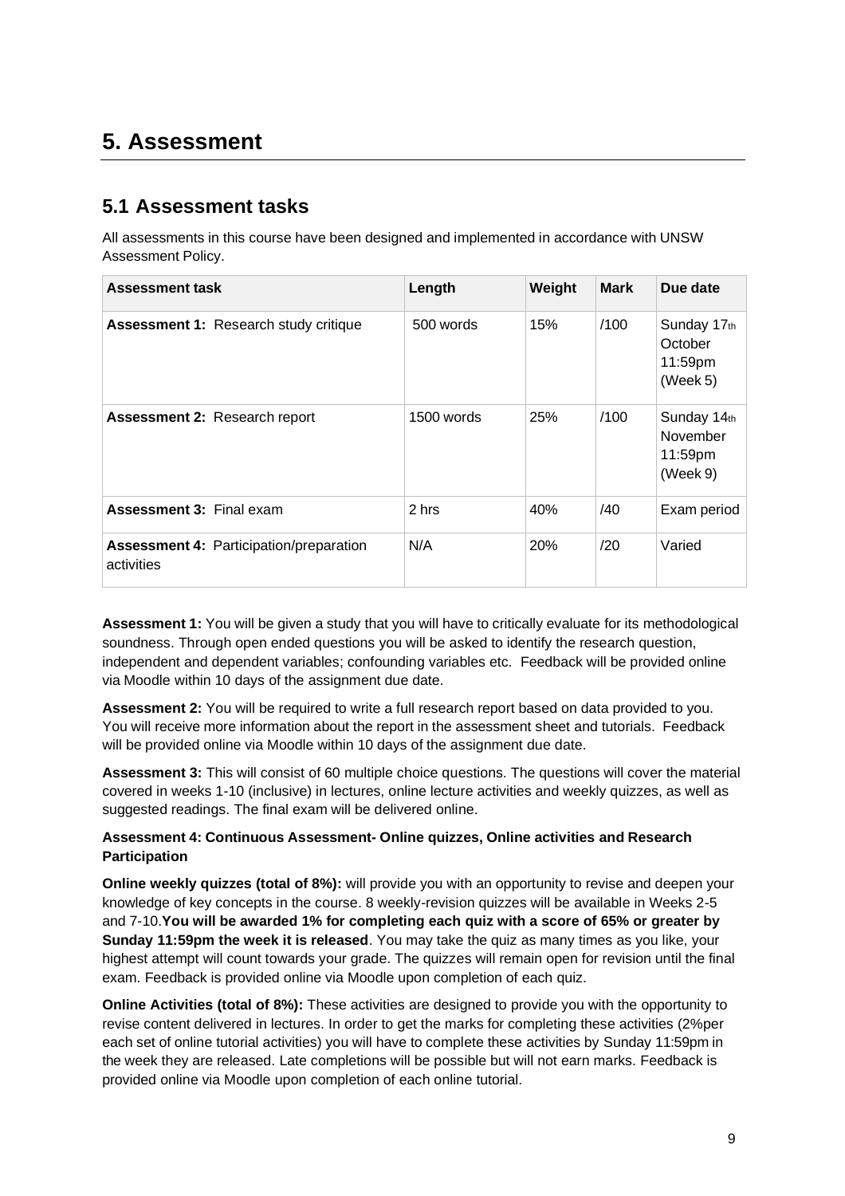# 5. Assessment

## 5.1 Assessment tasks

All assessments in this course have been designed and implemented in accordance with UNSW Assessment Policy.

| Assessment task | Length | Weight | Mark | Due date |
|---|---|---|---|---|
| **Assessment 1:** Research study critique | 500 words | 15% | /100 | Sunday 17th October 11:59pm (Week 5) |
| **Assessment 2:** Research report | 1500 words | 25% | /100 | Sunday 14th November 11:59pm (Week 9) |
| **Assessment 3:** Final exam | 2 hrs | 40% | /40 | Exam period |
| **Assessment 4:** Participation/preparation activities | N/A | 20% | /20 | Varied |

**Assessment 1:** You will be given a study that you will have to critically evaluate for its methodological soundness. Through open ended questions you will be asked to identify the research question, independent and dependent variables; confounding variables etc. Feedback will be provided online via Moodle within 10 days of the assignment due date.

**Assessment 2:** You will be required to write a full research report based on data provided to you. You will receive more information about the report in the assessment sheet and tutorials. Feedback will be provided online via Moodle within 10 days of the assignment due date.

**Assessment 3:** This will consist of 60 multiple choice questions. The questions will cover the material covered in weeks 1-10 (inclusive) in lectures, online lecture activities and weekly quizzes, as well as suggested readings. The final exam will be delivered online.

**Assessment 4: Continuous Assessment- Online quizzes, Online activities and Research Participation**

**Online weekly quizzes (total of 8%):** will provide you with an opportunity to revise and deepen your knowledge of key concepts in the course. 8 weekly-revision quizzes will be available in Weeks 2-5 and 7-10.**You will be awarded 1% for completing each quiz with a score of 65% or greater by Sunday 11:59pm the week it is released**. You may take the quiz as many times as you like, your highest attempt will count towards your grade. The quizzes will remain open for revision until the final exam. Feedback is provided online via Moodle upon completion of each quiz.

**Online Activities (total of 8%):** These activities are designed to provide you with the opportunity to revise content delivered in lectures. In order to get the marks for completing these activities (2%per each set of online tutorial activities) you will have to complete these activities by Sunday 11:59pm in the week they are released. Late completions will be possible but will not earn marks. Feedback is provided online via Moodle upon completion of each online tutorial.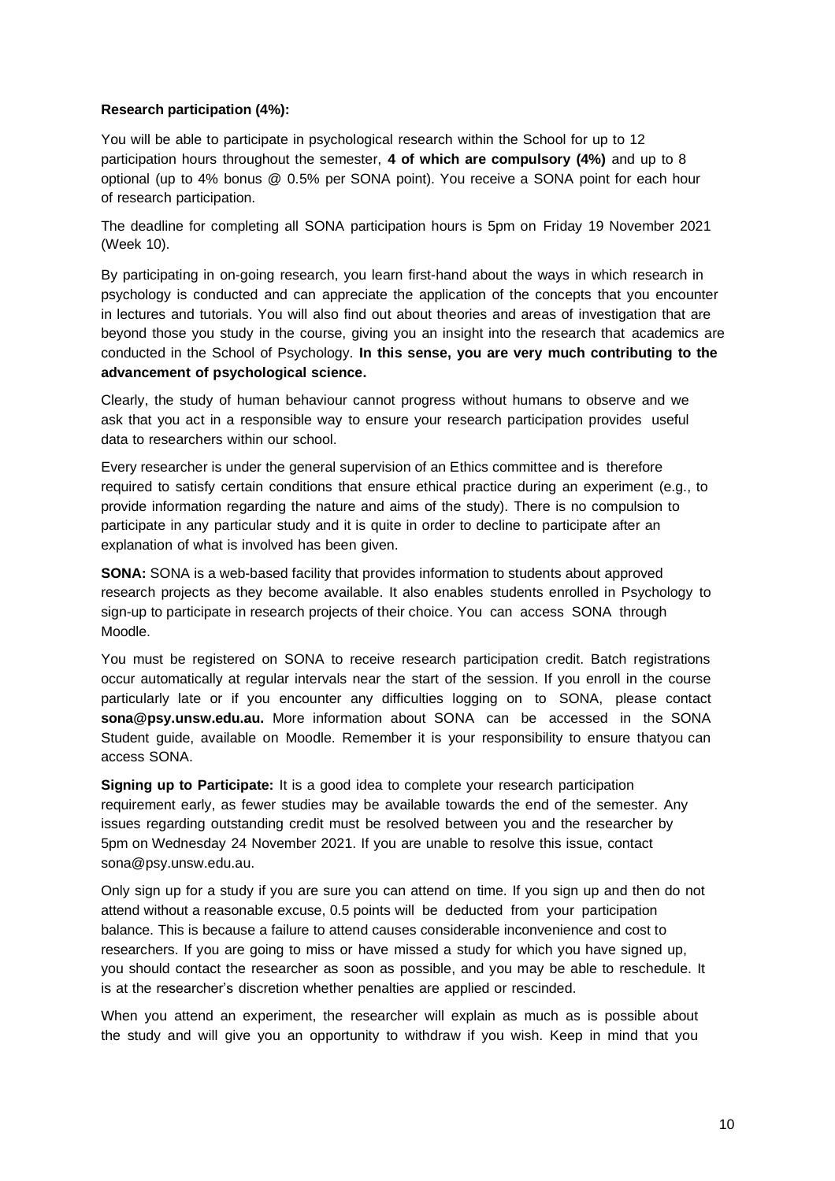**Research participation (4%):**

You will be able to participate in psychological research within the School for up to 12 participation hours throughout the semester, **4 of which are compulsory (4%)** and up to 8 optional (up to 4% bonus @ 0.5% per SONA point). You receive a SONA point for each hour of research participation.

The deadline for completing all SONA participation hours is 5pm on Friday 19 November 2021 (Week 10).

By participating in on-going research, you learn first-hand about the ways in which research in psychology is conducted and can appreciate the application of the concepts that you encounter in lectures and tutorials. You will also find out about theories and areas of investigation that are beyond those you study in the course, giving you an insight into the research that academics are conducted in the School of Psychology. **In this sense, you are very much contributing to the advancement of psychological science.**

Clearly, the study of human behaviour cannot progress without humans to observe and we ask that you act in a responsible way to ensure your research participation provides useful data to researchers within our school.

Every researcher is under the general supervision of an Ethics committee and is therefore required to satisfy certain conditions that ensure ethical practice during an experiment (e.g., to provide information regarding the nature and aims of the study). There is no compulsion to participate in any particular study and it is quite in order to decline to participate after an explanation of what is involved has been given.

**SONA:** SONA is a web-based facility that provides information to students about approved research projects as they become available. It also enables students enrolled in Psychology to sign-up to participate in research projects of their choice. You can access SONA through Moodle.

You must be registered on SONA to receive research participation credit. Batch registrations occur automatically at regular intervals near the start of the session. If you enroll in the course particularly late or if you encounter any difficulties logging on to SONA, please contact **sona@psy.unsw.edu.au.** More information about SONA can be accessed in the SONA Student guide, available on Moodle. Remember it is your responsibility to ensure thatyou can access SONA.

**Signing up to Participate:** It is a good idea to complete your research participation requirement early, as fewer studies may be available towards the end of the semester. Any issues regarding outstanding credit must be resolved between you and the researcher by 5pm on Wednesday 24 November 2021. If you are unable to resolve this issue, contact sona@psy.unsw.edu.au.

Only sign up for a study if you are sure you can attend on time. If you sign up and then do not attend without a reasonable excuse, 0.5 points will be deducted from your participation balance. This is because a failure to attend causes considerable inconvenience and cost to researchers. If you are going to miss or have missed a study for which you have signed up, you should contact the researcher as soon as possible, and you may be able to reschedule. It is at the researcher's discretion whether penalties are applied or rescinded.

When you attend an experiment, the researcher will explain as much as is possible about the study and will give you an opportunity to withdraw if you wish. Keep in mind that you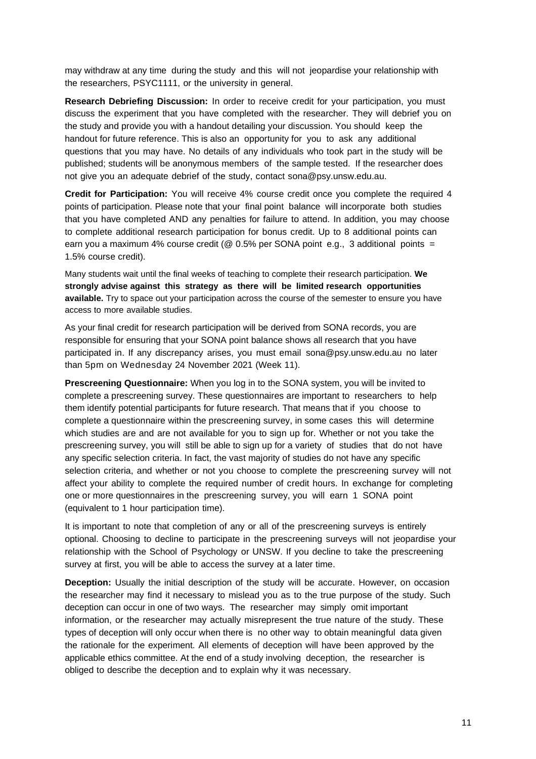may withdraw at any time during the study and this will not jeopardise your relationship with the researchers, PSYC1111, or the university in general.

**Research Debriefing Discussion:** In order to receive credit for your participation, you must discuss the experiment that you have completed with the researcher. They will debrief you on the study and provide you with a handout detailing your discussion. You should keep the handout for future reference. This is also an opportunity for you to ask any additional questions that you may have. No details of any individuals who took part in the study will be published; students will be anonymous members of the sample tested. If the researcher does not give you an adequate debrief of the study, contact sona@psy.unsw.edu.au.

**Credit for Participation:** You will receive 4% course credit once you complete the required 4 points of participation. Please note that your final point balance will incorporate both studies that you have completed AND any penalties for failure to attend. In addition, you may choose to complete additional research participation for bonus credit. Up to 8 additional points can earn you a maximum 4% course credit (@ 0.5% per SONA point e.g., 3 additional points = 1.5% course credit).

Many students wait until the final weeks of teaching to complete their research participation. **We strongly advise against this strategy as there will be limited research opportunities available.** Try to space out your participation across the course of the semester to ensure you have access to more available studies.

As your final credit for research participation will be derived from SONA records, you are responsible for ensuring that your SONA point balance shows all research that you have participated in. If any discrepancy arises, you must email sona@psy.unsw.edu.au no later than 5pm on Wednesday 24 November 2021 (Week 11).

**Prescreening Questionnaire:** When you log in to the SONA system, you will be invited to complete a prescreening survey. These questionnaires are important to researchers to help them identify potential participants for future research. That means that if you choose to complete a questionnaire within the prescreening survey, in some cases this will determine which studies are and are not available for you to sign up for. Whether or not you take the prescreening survey, you will still be able to sign up for a variety of studies that do not have any specific selection criteria. In fact, the vast majority of studies do not have any specific selection criteria, and whether or not you choose to complete the prescreening survey will not affect your ability to complete the required number of credit hours. In exchange for completing one or more questionnaires in the prescreening survey, you will earn 1 SONA point (equivalent to 1 hour participation time).

It is important to note that completion of any or all of the prescreening surveys is entirely optional. Choosing to decline to participate in the prescreening surveys will not jeopardise your relationship with the School of Psychology or UNSW. If you decline to take the prescreening survey at first, you will be able to access the survey at a later time.

**Deception:** Usually the initial description of the study will be accurate. However, on occasion the researcher may find it necessary to mislead you as to the true purpose of the study. Such deception can occur in one of two ways. The researcher may simply omit important information, or the researcher may actually misrepresent the true nature of the study. These types of deception will only occur when there is no other way to obtain meaningful data given the rationale for the experiment. All elements of deception will have been approved by the applicable ethics committee. At the end of a study involving deception, the researcher is obliged to describe the deception and to explain why it was necessary.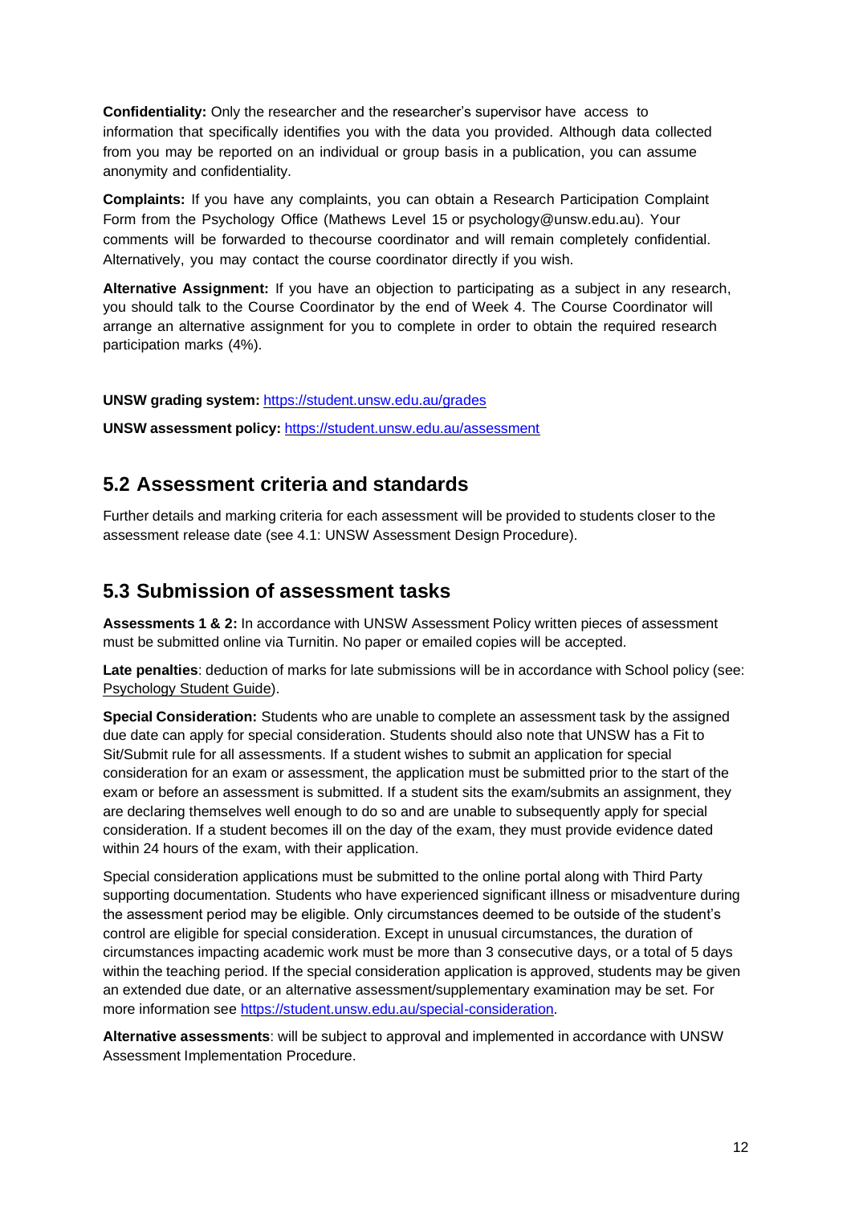**Confidentiality:** Only the researcher and the researcher's supervisor have access to information that specifically identifies you with the data you provided. Although data collected from you may be reported on an individual or group basis in a publication, you can assume anonymity and confidentiality.

**Complaints:** If you have any complaints, you can obtain a Research Participation Complaint Form from the Psychology Office (Mathews Level 15 or psychology@unsw.edu.au). Your comments will be forwarded to thecourse coordinator and will remain completely confidential. Alternatively, you may contact the course coordinator directly if you wish.

**Alternative Assignment:** If you have an objection to participating as a subject in any research, you should talk to the Course Coordinator by the end of Week 4. The Course Coordinator will arrange an alternative assignment for you to complete in order to obtain the required research participation marks (4%).

**UNSW grading system:** https://student.unsw.edu.au/grades

**UNSW assessment policy:** https://student.unsw.edu.au/assessment

## 5.2 Assessment criteria and standards

Further details and marking criteria for each assessment will be provided to students closer to the assessment release date (see 4.1: UNSW Assessment Design Procedure).

## 5.3 Submission of assessment tasks

**Assessments 1 & 2:** In accordance with UNSW Assessment Policy written pieces of assessment must be submitted online via Turnitin. No paper or emailed copies will be accepted.

**Late penalties**: deduction of marks for late submissions will be in accordance with School policy (see: Psychology Student Guide).

**Special Consideration:** Students who are unable to complete an assessment task by the assigned due date can apply for special consideration. Students should also note that UNSW has a Fit to Sit/Submit rule for all assessments. If a student wishes to submit an application for special consideration for an exam or assessment, the application must be submitted prior to the start of the exam or before an assessment is submitted. If a student sits the exam/submits an assignment, they are declaring themselves well enough to do so and are unable to subsequently apply for special consideration. If a student becomes ill on the day of the exam, they must provide evidence dated within 24 hours of the exam, with their application.

Special consideration applications must be submitted to the online portal along with Third Party supporting documentation. Students who have experienced significant illness or misadventure during the assessment period may be eligible. Only circumstances deemed to be outside of the student's control are eligible for special consideration. Except in unusual circumstances, the duration of circumstances impacting academic work must be more than 3 consecutive days, or a total of 5 days within the teaching period. If the special consideration application is approved, students may be given an extended due date, or an alternative assessment/supplementary examination may be set. For more information see https://student.unsw.edu.au/special-consideration.

**Alternative assessments**: will be subject to approval and implemented in accordance with UNSW Assessment Implementation Procedure.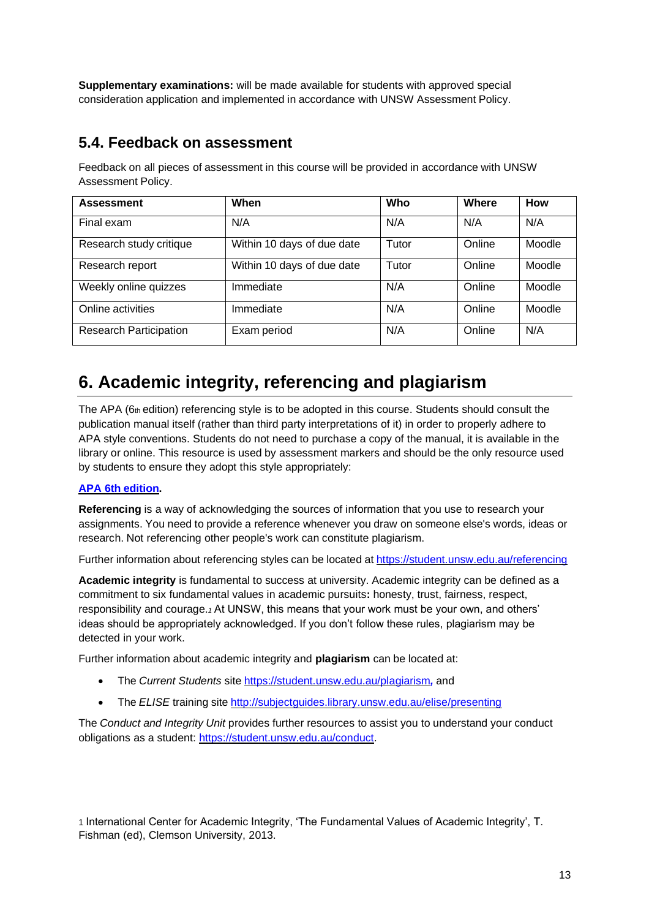**Supplementary examinations:** will be made available for students with approved special consideration application and implemented in accordance with UNSW Assessment Policy.

## 5.4. Feedback on assessment

Feedback on all pieces of assessment in this course will be provided in accordance with UNSW Assessment Policy.

| Assessment | When | Who | Where | How |
|---|---|---|---|---|
| Final exam | N/A | N/A | N/A | N/A |
| Research study critique | Within 10 days of due date | Tutor | Online | Moodle |
| Research report | Within 10 days of due date | Tutor | Online | Moodle |
| Weekly online quizzes | Immediate | N/A | Online | Moodle |
| Online activities | Immediate | N/A | Online | Moodle |
| Research Participation | Exam period | N/A | Online | N/A |

# 6. Academic integrity, referencing and plagiarism

The APA (6th edition) referencing style is to be adopted in this course. Students should consult the publication manual itself (rather than third party interpretations of it) in order to properly adhere to APA style conventions. Students do not need to purchase a copy of the manual, it is available in the library or online. This resource is used by assessment markers and should be the only resource used by students to ensure they adopt this style appropriately:

**APA 6th edition.**

**Referencing** is a way of acknowledging the sources of information that you use to research your assignments. You need to provide a reference whenever you draw on someone else's words, ideas or research. Not referencing other people's work can constitute plagiarism.

Further information about referencing styles can be located at https://student.unsw.edu.au/referencing

**Academic integrity** is fundamental to success at university. Academic integrity can be defined as a commitment to six fundamental values in academic pursuits**:** honesty, trust, fairness, respect, responsibility and courage.[1] At UNSW, this means that your work must be your own, and others' ideas should be appropriately acknowledged. If you don't follow these rules, plagiarism may be detected in your work.

Further information about academic integrity and **plagiarism** can be located at:

- The *Current Students* site https://student.unsw.edu.au/plagiarism**,** and
- The *ELISE* training site http://subjectguides.library.unsw.edu.au/elise/presenting

The *Conduct and Integrity Unit* provides further resources to assist you to understand your conduct obligations as a student: https://student.unsw.edu.au/conduct.

[1] International Center for Academic Integrity, 'The Fundamental Values of Academic Integrity', T. Fishman (ed), Clemson University, 2013.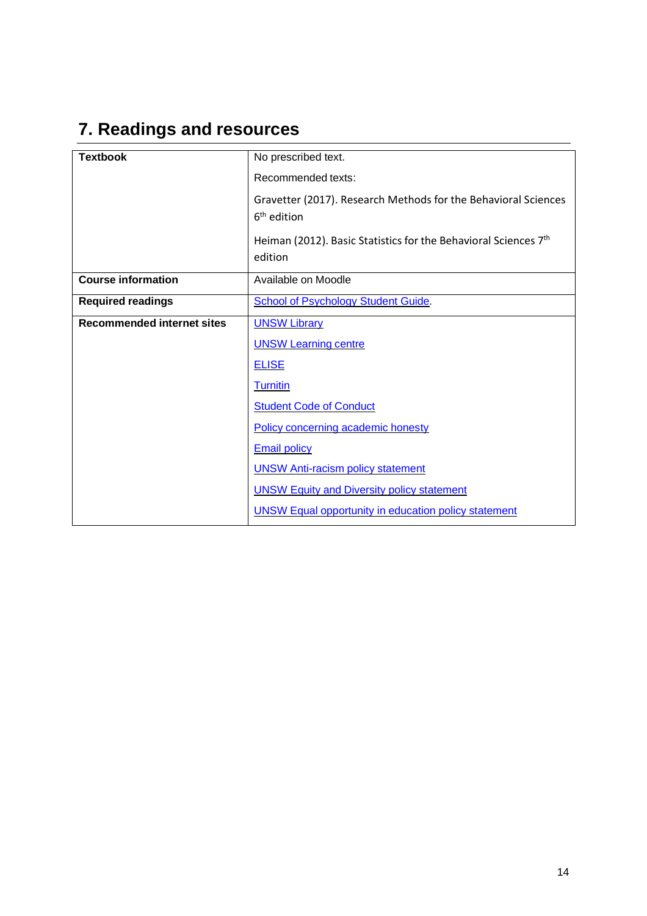## 7. Readings and resources

| | |
|---|---|
| **Textbook** | No prescribed text.<br><br>Recommended texts:<br><br>Gravetter (2017). Research Methods for the Behavioral Sciences 6th edition<br><br>Heiman (2012). Basic Statistics for the Behavioral Sciences 7th edition |
| **Course information** | Available on Moodle |
| **Required readings** | School of Psychology Student Guide. |
| **Recommended internet sites** | UNSW Library<br><br>UNSW Learning centre<br><br>ELISE<br><br>Turnitin<br><br>Student Code of Conduct<br><br>Policy concerning academic honesty<br><br>Email policy<br><br>UNSW Anti-racism policy statement<br><br>UNSW Equity and Diversity policy statement<br><br>UNSW Equal opportunity in education policy statement |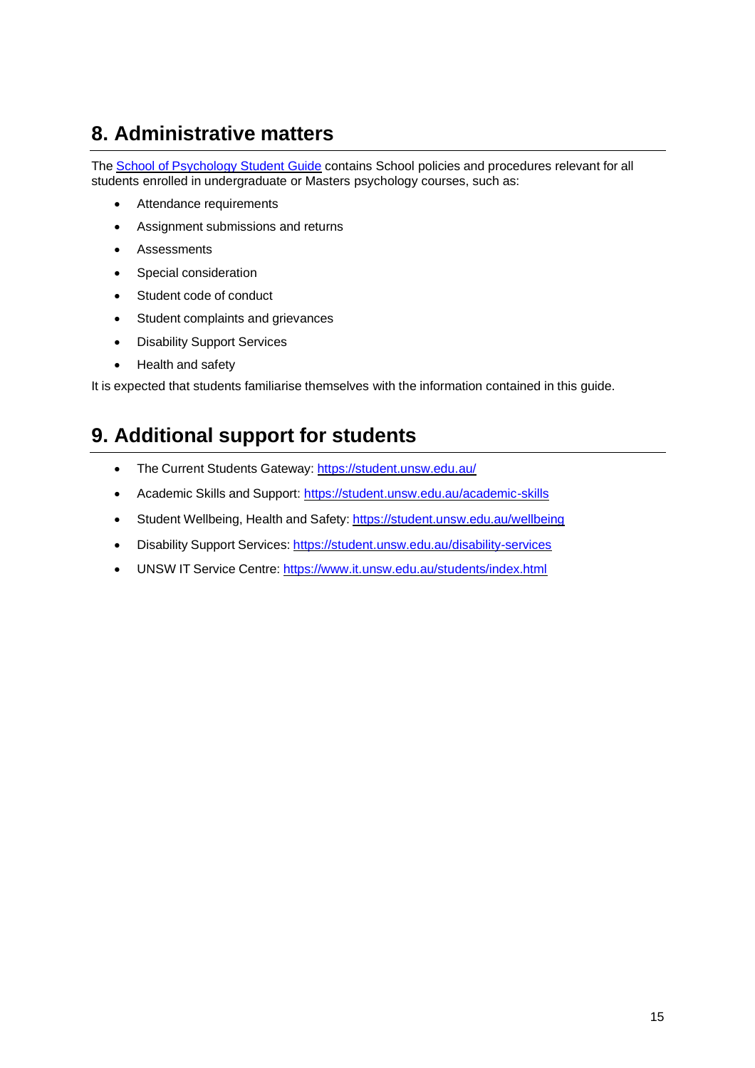## 8. Administrative matters

The [School of Psychology Student Guide] contains School policies and procedures relevant for all students enrolled in undergraduate or Masters psychology courses, such as:

- Attendance requirements
- Assignment submissions and returns
- Assessments
- Special consideration
- Student code of conduct
- Student complaints and grievances
- Disability Support Services
- Health and safety

It is expected that students familiarise themselves with the information contained in this guide.

## 9. Additional support for students

- The Current Students Gateway: https://student.unsw.edu.au/
- Academic Skills and Support: https://student.unsw.edu.au/academic-skills
- Student Wellbeing, Health and Safety: https://student.unsw.edu.au/wellbeing
- Disability Support Services: https://student.unsw.edu.au/disability-services
- UNSW IT Service Centre: https://www.it.unsw.edu.au/students/index.html